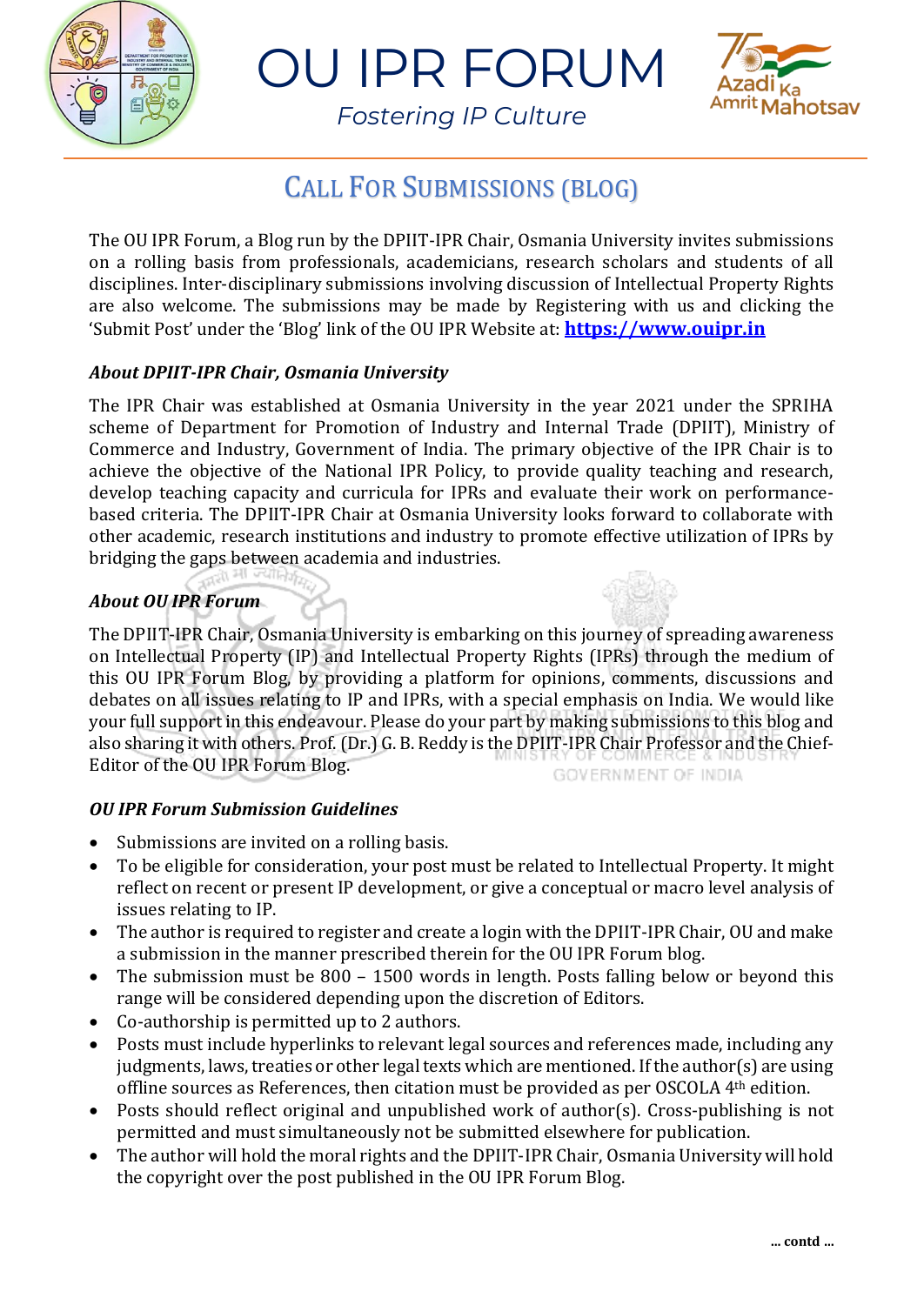# OU IPR FORUM

*Fostering IP Culture*

## CALL FOR SUBMISSIONS (BLOG)

The OU IPR Forum, a Blog run by the DPIIT-IPR Chair, Osmania University invites submissions on a rolling basis from professionals, academicians, research scholars and students of all disciplines. Inter-disciplinary submissions involving discussion of Intellectual Property Rights are also welcome. The submissions may be made by Registering with us and clicking the 'Submit Post' under the 'Blog' link of the OU IPR Website at: **https://www.ouipr.in**

### *About DPIIT-IPR Chair, Osmania University*

The IPR Chair was established at Osmania University in the year 2021 under the SPRIHA scheme of Department for Promotion of Industry and Internal Trade (DPIIT), Ministry of Commerce and Industry, Government of India. The primary objective of the IPR Chair is to achieve the objective of the National IPR Policy, to provide quality teaching and research, develop teaching capacity and curricula for IPRs and evaluate their work on performance-based criteria. The DPIIT-IPR Chair at Osmania University looks forward to collaborate with other academic, research institutions and industry to promote effective utilization of IPRs by bridging the gaps between academia and industries.

### *About OU IPR Forum*

The DPIIT-IPR Chair, Osmania University is embarking on this journey of spreading awareness on Intellectual Property (IP) and Intellectual Property Rights (IPRs) through the medium of this OU IPR Forum Blog, by providing a platform for opinions, comments, discussions and debates on all issues relating to IP and IPRs, with a special emphasis on India. We would like your full support in this endeavour. Please do your part by making submissions to this blog and also sharing it with others. Prof. (Dr.) G. B. Reddy is the DPIIT-IPR Chair Professor and the Chief-Editor of the OU IPR Forum Blog.

### *OU IPR Forum Submission Guidelines*

- Submissions are invited on a rolling basis.
- To be eligible for consideration, your post must be related to Intellectual Property. It might reflect on recent or present IP development, or give a conceptual or macro level analysis of issues relating to IP.
- The author is required to register and create a login with the DPIIT-IPR Chair, OU and make a submission in the manner prescribed therein for the OU IPR Forum blog.
- The submission must be 800 – 1500 words in length. Posts falling below or beyond this range will be considered depending upon the discretion of Editors.
- Co-authorship is permitted up to 2 authors.
- Posts must include hyperlinks to relevant legal sources and references made, including any judgments, laws, treaties or other legal texts which are mentioned. If the author(s) are using offline sources as References, then citation must be provided as per OSCOLA 4th edition.
- Posts should reflect original and unpublished work of author(s). Cross-publishing is not permitted and must simultaneously not be submitted elsewhere for publication.
- The author will hold the moral rights and the DPIIT-IPR Chair, Osmania University will hold the copyright over the post published in the OU IPR Forum Blog.

**... contd ...**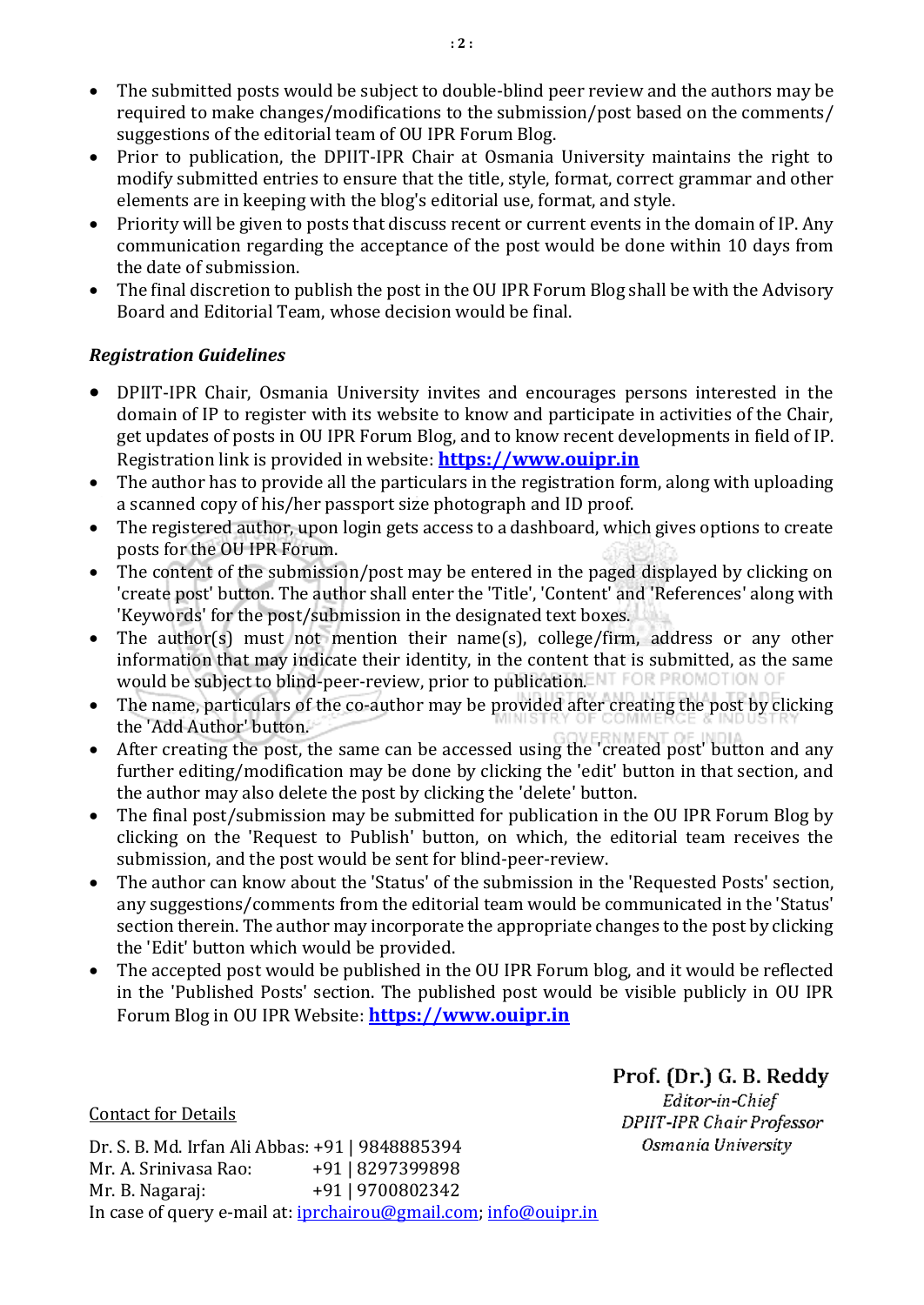- The submitted posts would be subject to double-blind peer review and the authors may be required to make changes/modifications to the submission/post based on the comments/ suggestions of the editorial team of OU IPR Forum Blog.
- Prior to publication, the DPIIT-IPR Chair at Osmania University maintains the right to modify submitted entries to ensure that the title, style, format, correct grammar and other elements are in keeping with the blog's editorial use, format, and style.
- Priority will be given to posts that discuss recent or current events in the domain of IP. Any communication regarding the acceptance of the post would be done within 10 days from the date of submission.
- The final discretion to publish the post in the OU IPR Forum Blog shall be with the Advisory Board and Editorial Team, whose decision would be final.

***Registration Guidelines***

- DPIIT-IPR Chair, Osmania University invites and encourages persons interested in the domain of IP to register with its website to know and participate in activities of the Chair, get updates of posts in OU IPR Forum Blog, and to know recent developments in field of IP. Registration link is provided in website: **https://www.ouipr.in**
- The author has to provide all the particulars in the registration form, along with uploading a scanned copy of his/her passport size photograph and ID proof.
- The registered author, upon login gets access to a dashboard, which gives options to create posts for the OU IPR Forum.
- The content of the submission/post may be entered in the paged displayed by clicking on 'create post' button. The author shall enter the 'Title', 'Content' and 'References' along with 'Keywords' for the post/submission in the designated text boxes.
- The author(s) must not mention their name(s), college/firm, address or any other information that may indicate their identity, in the content that is submitted, as the same would be subject to blind-peer-review, prior to publication.
- The name, particulars of the co-author may be provided after creating the post by clicking the 'Add Author' button.
- After creating the post, the same can be accessed using the 'created post' button and any further editing/modification may be done by clicking the 'edit' button in that section, and the author may also delete the post by clicking the 'delete' button.
- The final post/submission may be submitted for publication in the OU IPR Forum Blog by clicking on the 'Request to Publish' button, on which, the editorial team receives the submission, and the post would be sent for blind-peer-review.
- The author can know about the 'Status' of the submission in the 'Requested Posts' section, any suggestions/comments from the editorial team would be communicated in the 'Status' section therein. The author may incorporate the appropriate changes to the post by clicking the 'Edit' button which would be provided.
- The accepted post would be published in the OU IPR Forum blog, and it would be reflected in the 'Published Posts' section. The published post would be visible publicly in OU IPR Forum Blog in OU IPR Website: **https://www.ouipr.in**

**Prof. (Dr.) G. B. Reddy**
*Editor-in-Chief*
*DPIIT-IPR Chair Professor*
*Osmania University*

Contact for Details

Dr. S. B. Md. Irfan Ali Abbas: +91 | 9848885394
Mr. A. Srinivasa Rao: +91 | 8297399898
Mr. B. Nagaraj: +91 | 9700802342
In case of query e-mail at: iprchairou@gmail.com; info@ouipr.in